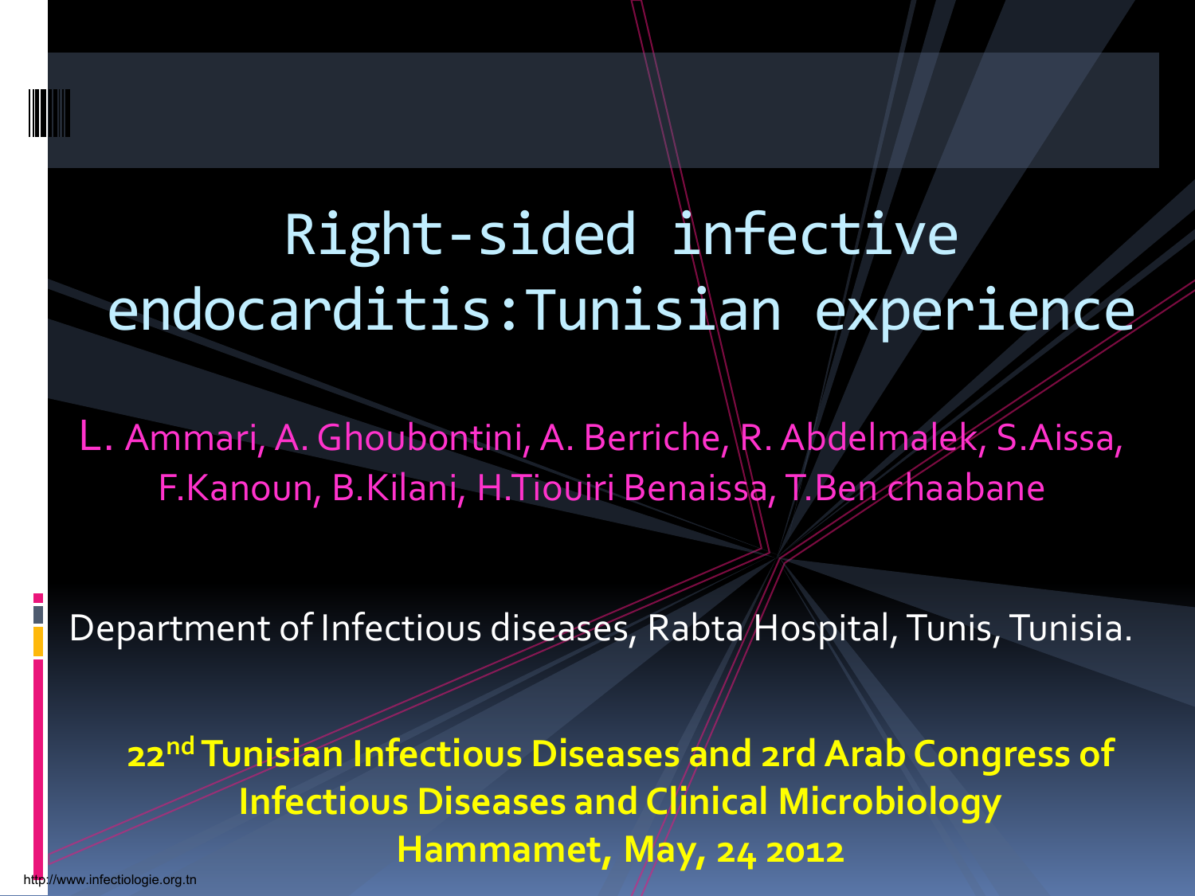# Right-sided infective endocarditis:Tunisian experience

L. Ammari, A. Ghoubontini, A. Berriche, R. Abdelmalek, S.Aissa, F.Kanoun, B.Kilani, H.Tiouiri Benaissa, T.Ben chaabane

Department of Infectious diseases, Rabta Hospital, Tunis, Tunisia.

**22nd Tunisian Infectious Diseases and 2rd Arab Congress of Infectious Diseases and Clinical Microbiology**
**Hammamet, May, 24 2012**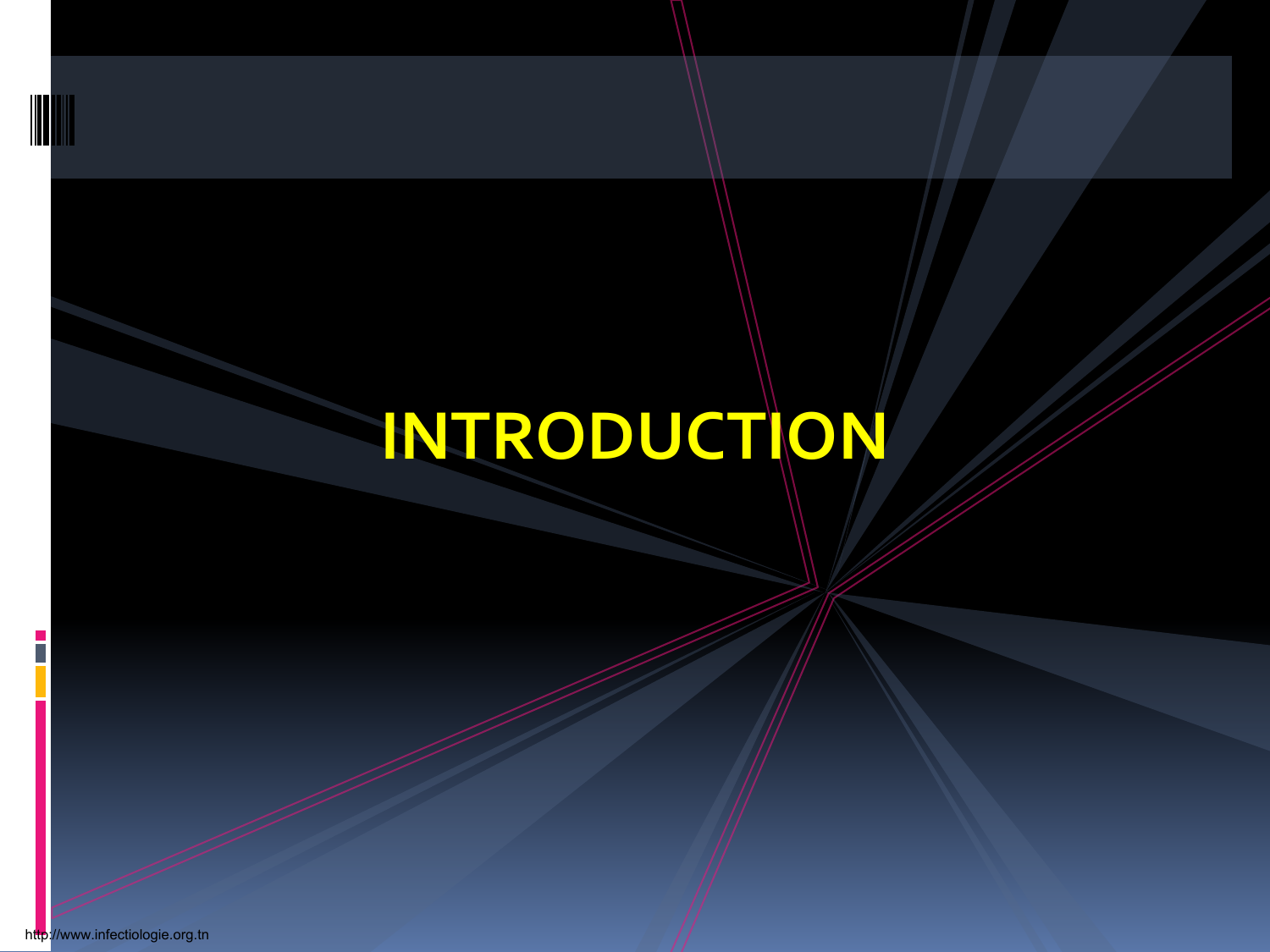# INTRODUCTION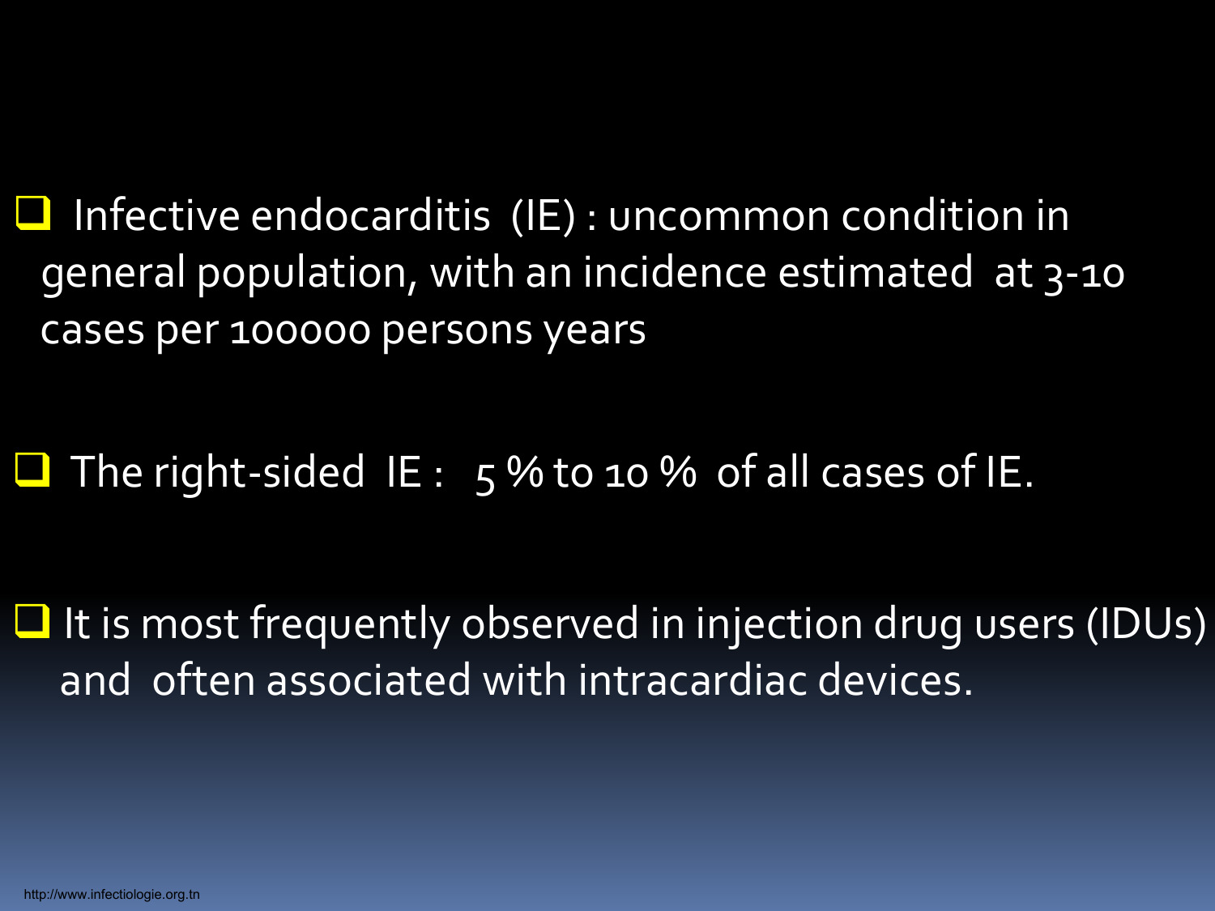- Infective endocarditis (IE) : uncommon condition in general population, with an incidence estimated at 3-10 cases per 100000 persons years

- The right-sided IE : 5 % to 10 % of all cases of IE.

- It is most frequently observed in injection drug users (IDUs) and often associated with intracardiac devices.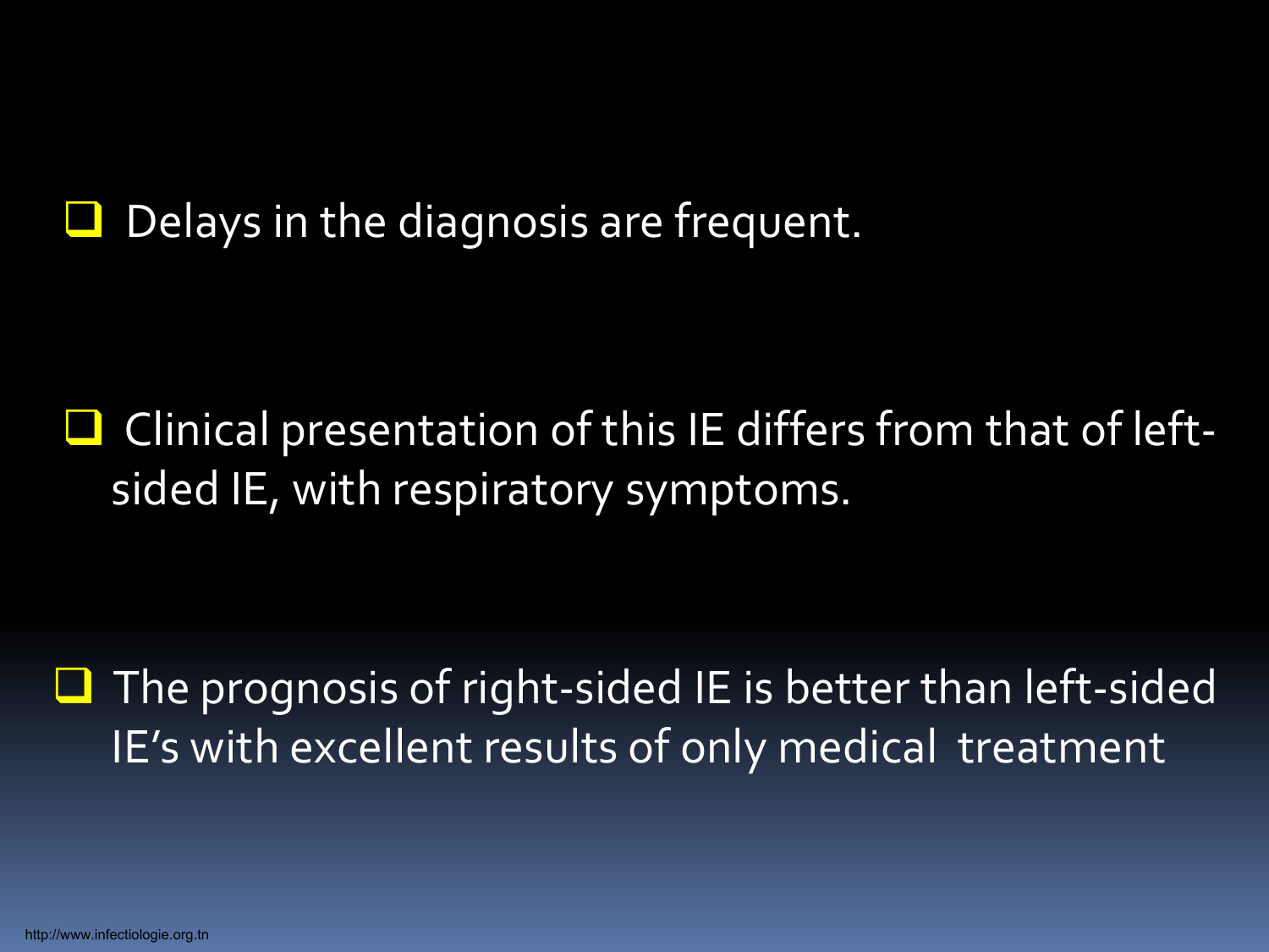- Delays in the diagnosis are frequent.

- Clinical presentation of this IE differs from that of left-sided IE, with respiratory symptoms.

- The prognosis of right-sided IE is better than left-sided IE's with excellent results of only medical treatment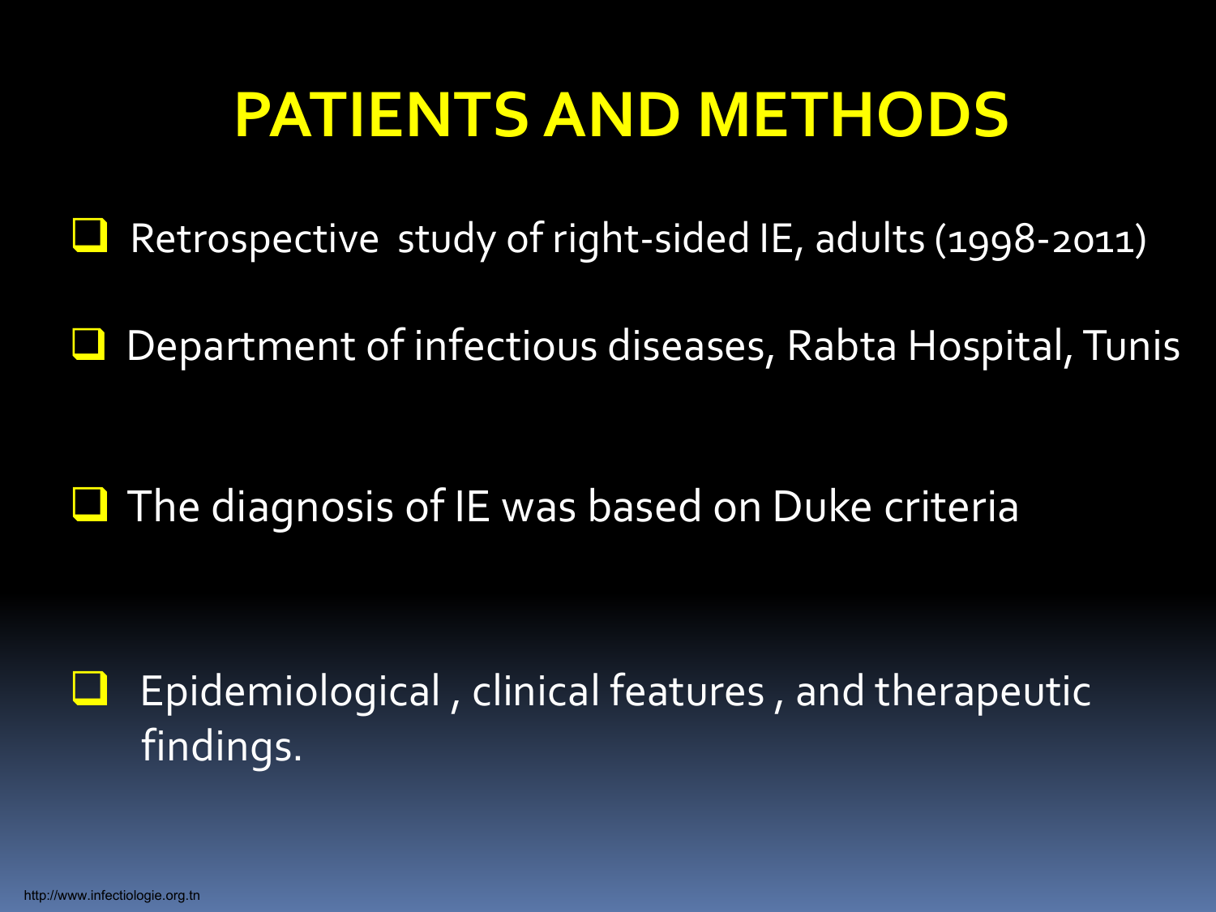# PATIENTS AND METHODS

- Retrospective study of right-sided IE, adults (1998-2011)
- Department of infectious diseases, Rabta Hospital, Tunis
- The diagnosis of IE was based on Duke criteria
- Epidemiological , clinical features , and therapeutic findings.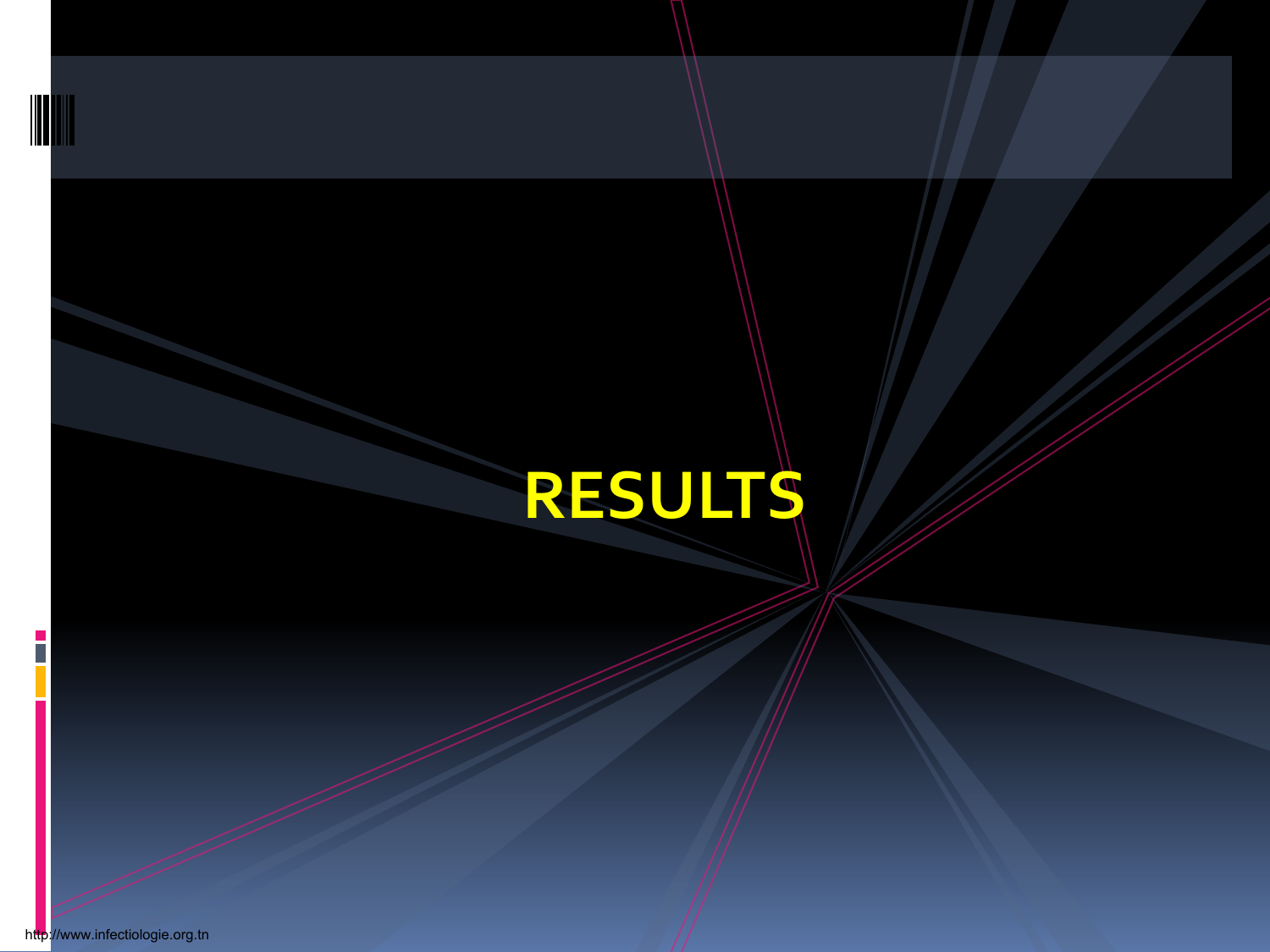# RESULTS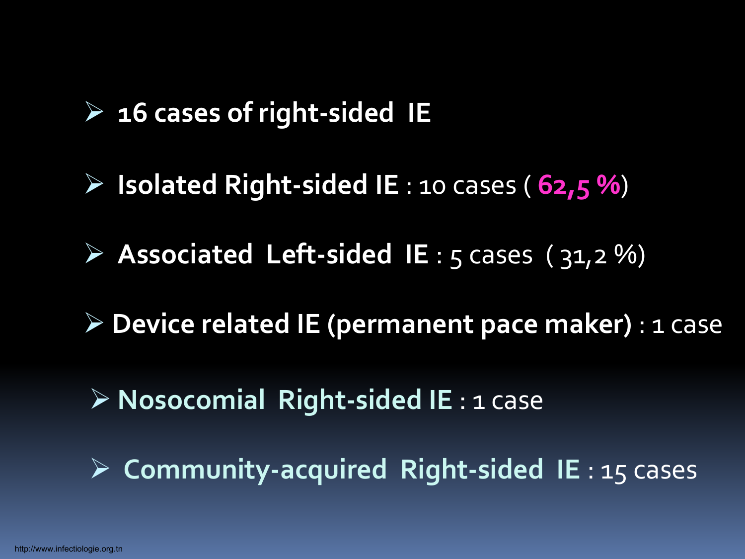- **16 cases of right-sided IE**
- **Isolated Right-sided IE** : 10 cases ( **62,5 %**)
- **Associated Left-sided IE** : 5 cases ( 31,2 %)
- **Device related IE (permanent pace maker)** : 1 case
- **Nosocomial Right-sided IE** : 1 case
- **Community-acquired Right-sided IE** : 15 cases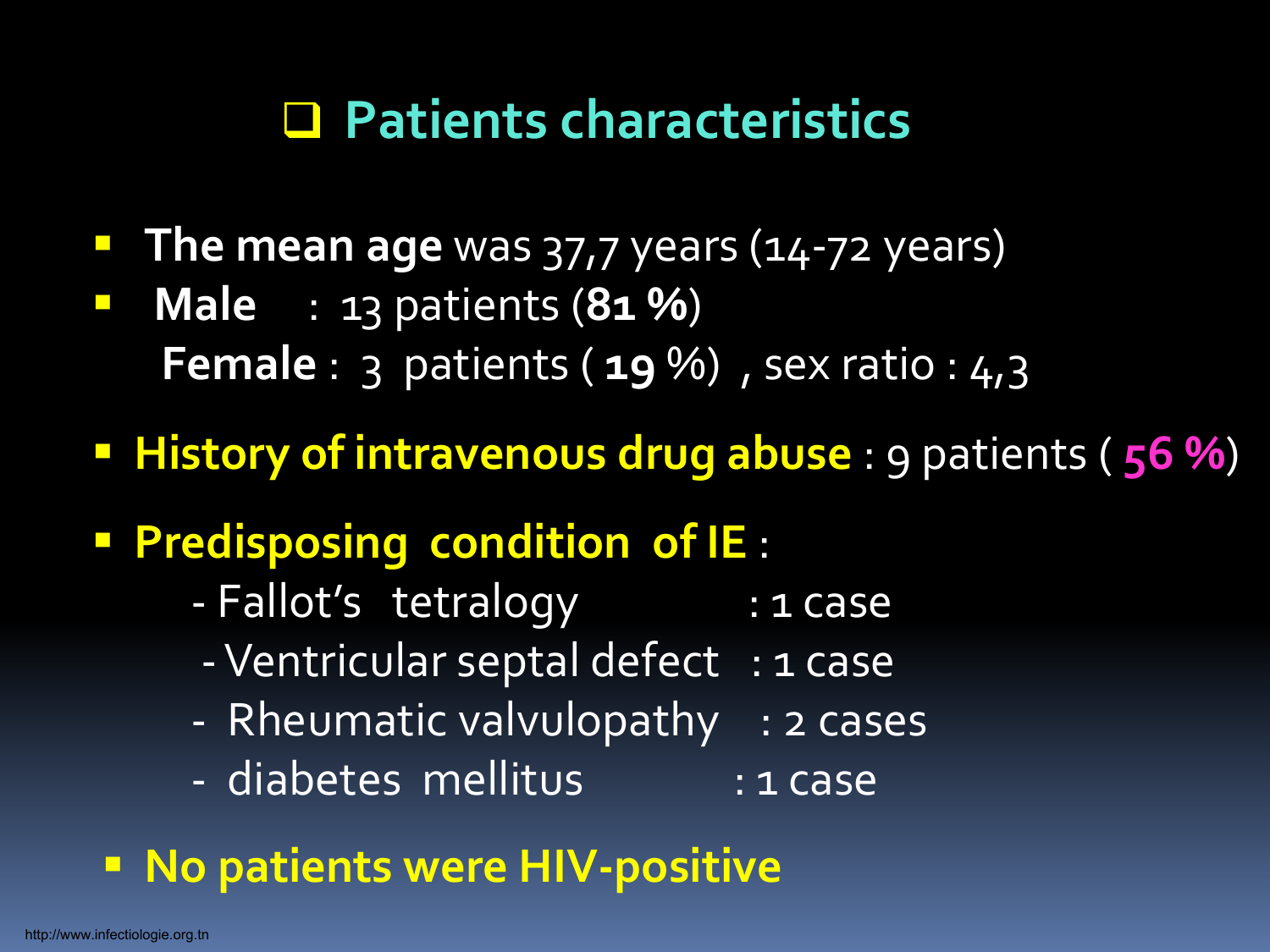## Patients characteristics

- **The mean age** was 37,7 years (14-72 years)
- **Male** : 13 patients (**81 %**)
  **Female** : 3 patients ( **19** %) , sex ratio : 4,3
- **History of intravenous drug abuse** : 9 patients ( **56 %**)
- **Predisposing condition of IE** :
  - Fallot's tetralogy : 1 case
  - Ventricular septal defect : 1 case
  - Rheumatic valvulopathy : 2 cases
  - diabetes mellitus : 1 case
- **No patients were HIV-positive**

http://www.infectiologie.org.tn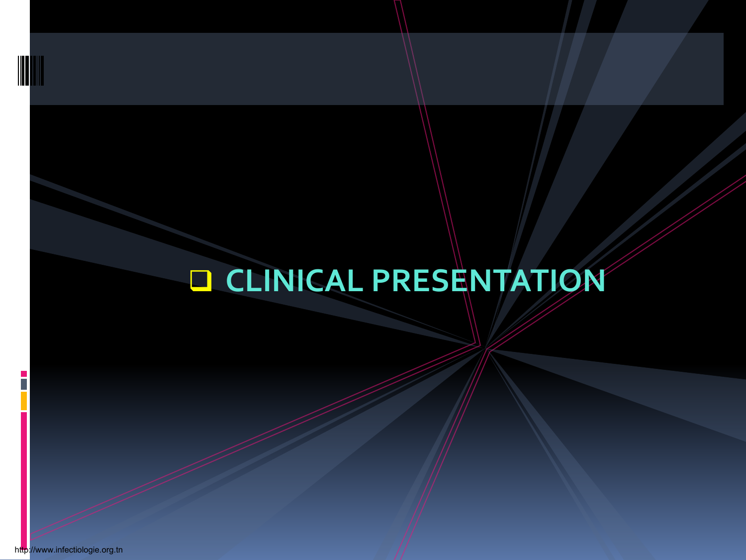- CLINICAL PRESENTATION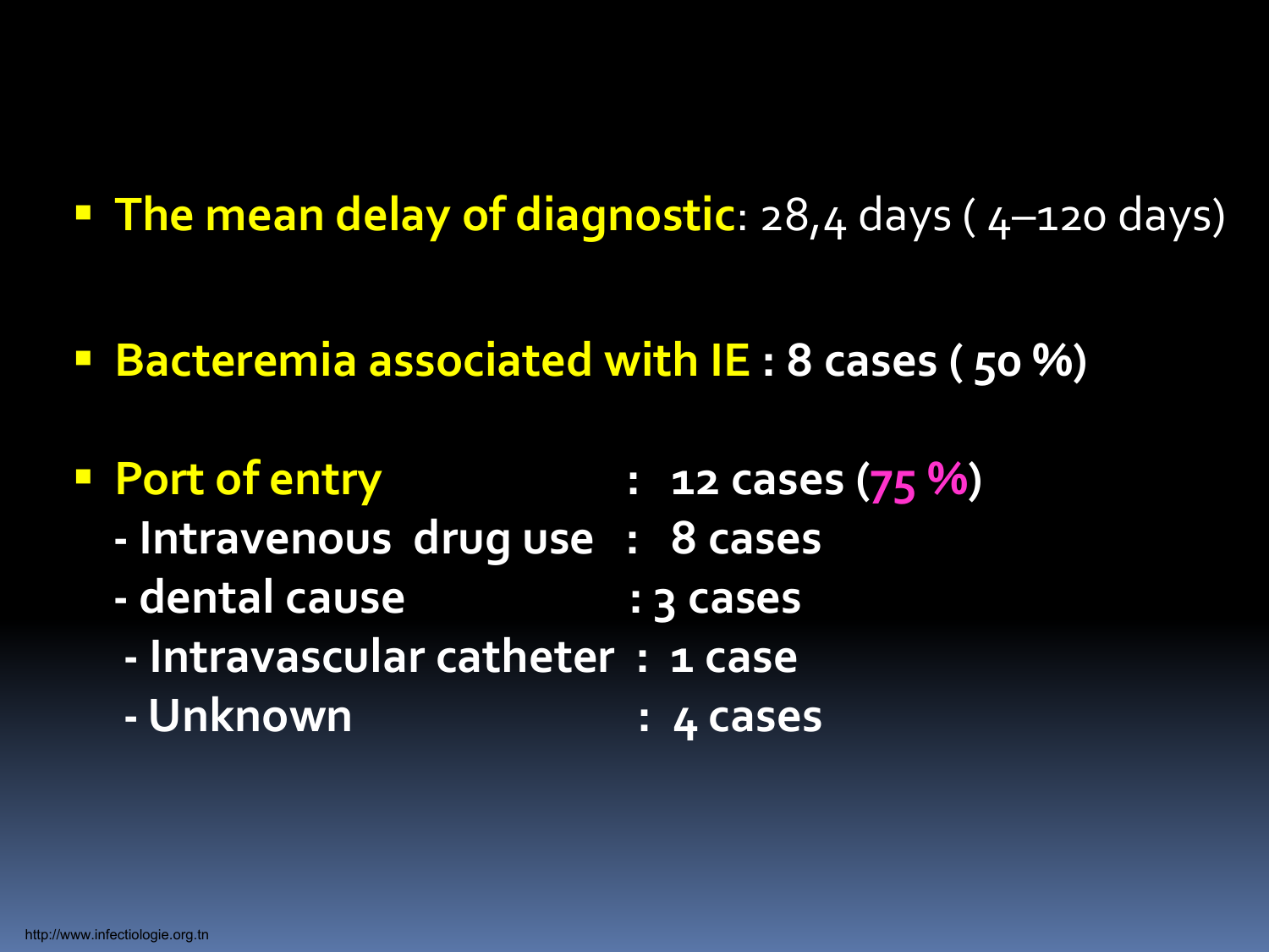- **The mean delay of diagnostic**: 28,4 days ( 4–120 days)

- **Bacteremia associated with IE : 8 cases ( 50 %)**

- **Port of entry : 12 cases (75 %)**
  - **- Intravenous drug use : 8 cases**
  - **- dental cause : 3 cases**
  - **- Intravascular catheter : 1 case**
  - **- Unknown : 4 cases**

http://www.infectiologie.org.tn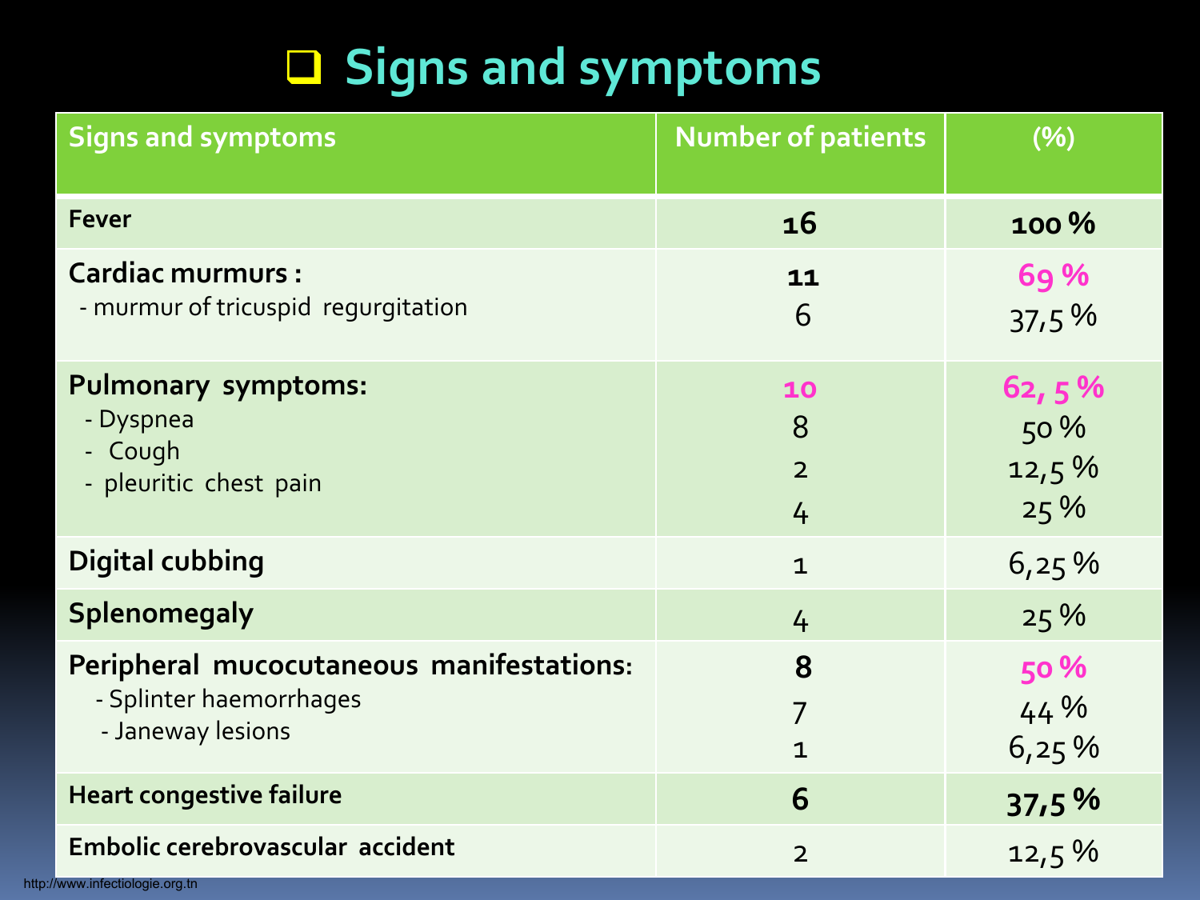# Signs and symptoms

| Signs and symptoms | Number of patients | (%) |
|---|---|---|
| **Fever** | **16** | **100 %** |
| **Cardiac murmurs :** | **11** | **69 %** |
| - murmur of tricuspid regurgitation | 6 | 37,5 % |
| **Pulmonary symptoms:** | **10** | **62, 5 %** |
| - Dyspnea | 8 | 50 % |
| - Cough | 2 | 12,5 % |
| - pleuritic chest pain | 4 | 25 % |
| **Digital cubbing** | 1 | 6,25 % |
| **Splenomegaly** | 4 | 25 % |
| **Peripheral mucocutaneous manifestations:** | **8** | **50 %** |
| - Splinter haemorrhages | 7 | 44 % |
| - Janeway lesions | 1 | 6,25 % |
| **Heart congestive failure** | **6** | **37,5 %** |
| **Embolic cerebrovascular accident** | 2 | 12,5 % |

http://www.infectiologie.org.tn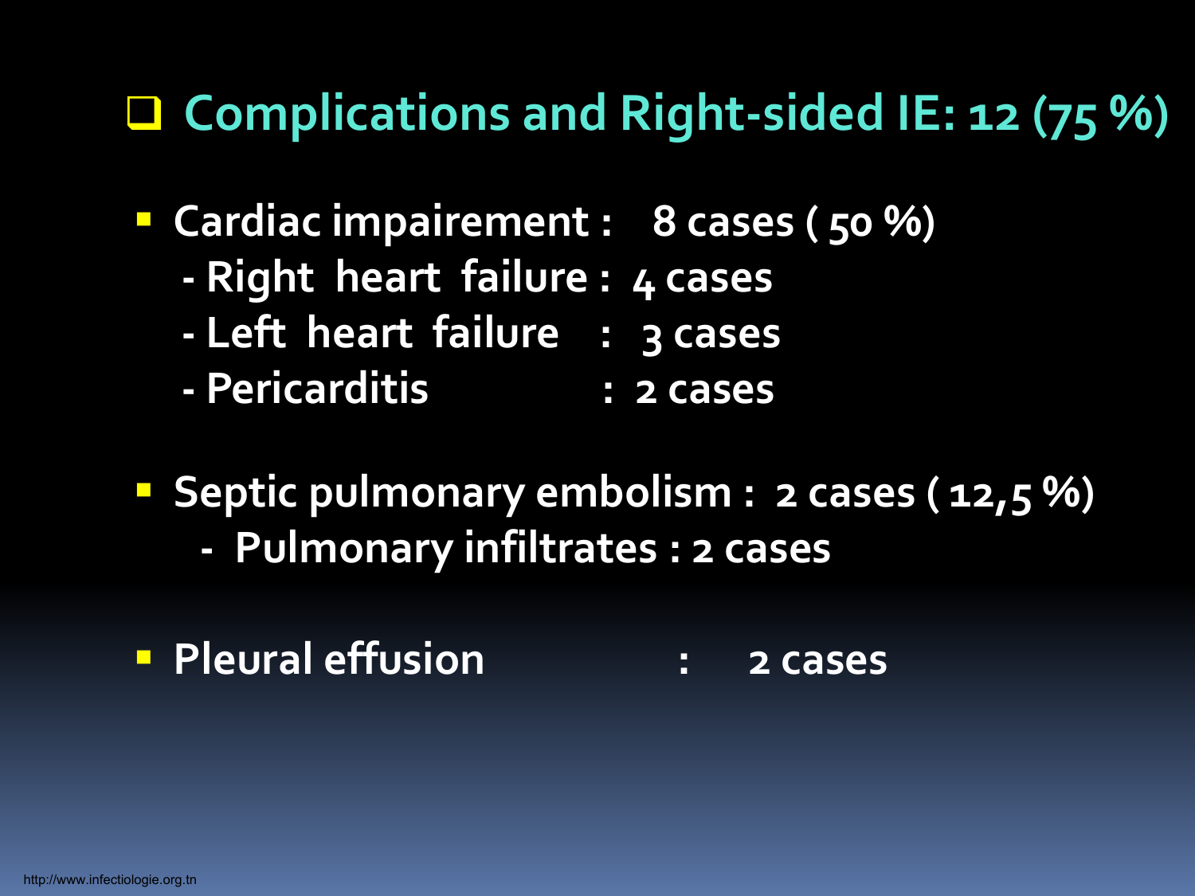## Complications and Right-sided IE: 12 (75 %)

- **Cardiac impairement : 8 cases ( 50 %)**
  - Right heart failure : 4 cases
  - Left heart failure : 3 cases
  - Pericarditis : 2 cases

- **Septic pulmonary embolism : 2 cases ( 12,5 %)**
  - Pulmonary infiltrates : 2 cases

- **Pleural effusion : 2 cases**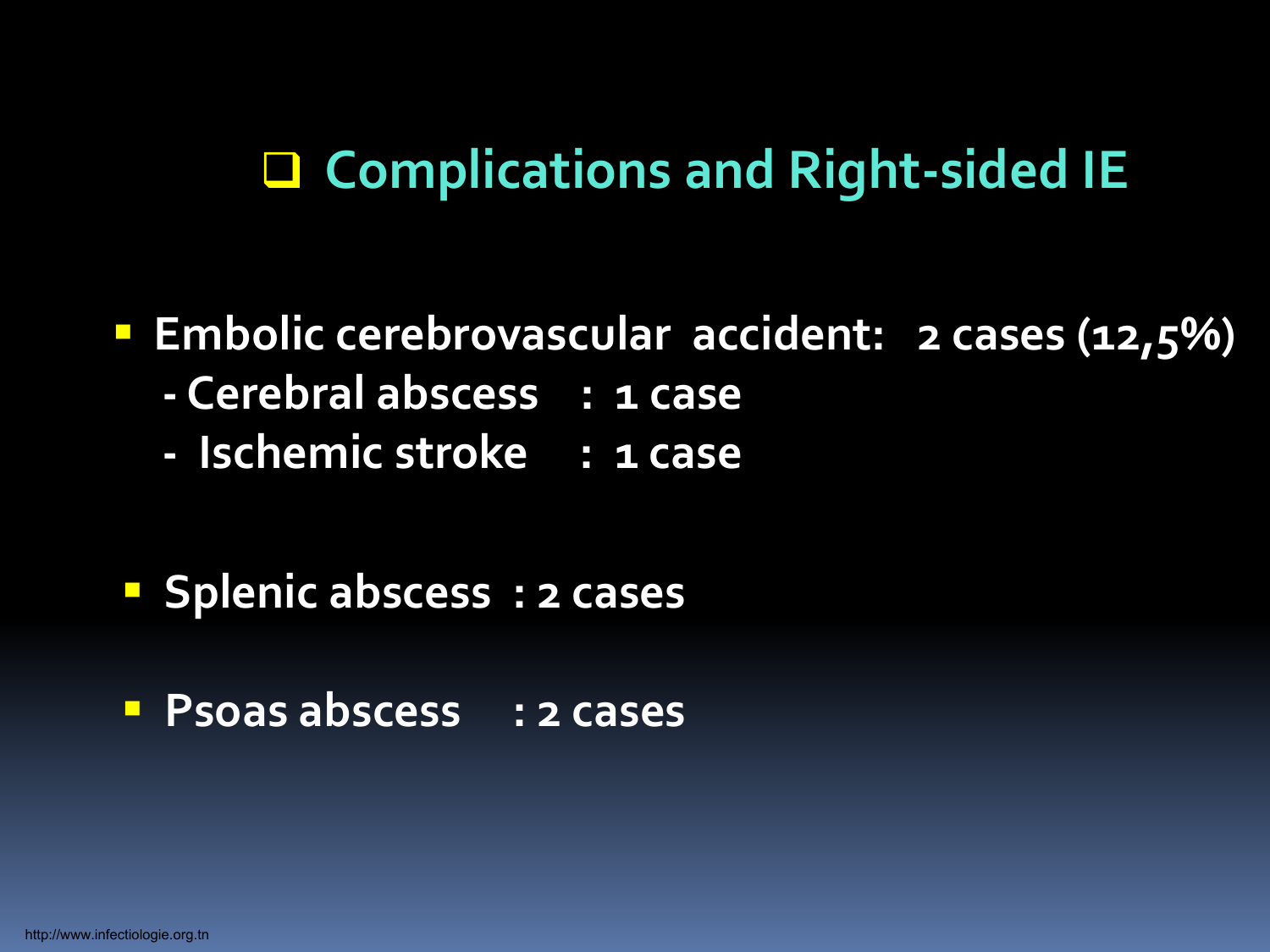## Complications and Right-sided IE

- **Embolic cerebrovascular accident: 2 cases (12,5%)**
  - Cerebral abscess : 1 case
  - Ischemic stroke : 1 case

- **Splenic abscess : 2 cases**

- **Psoas abscess : 2 cases**

http://www.infectiologie.org.tn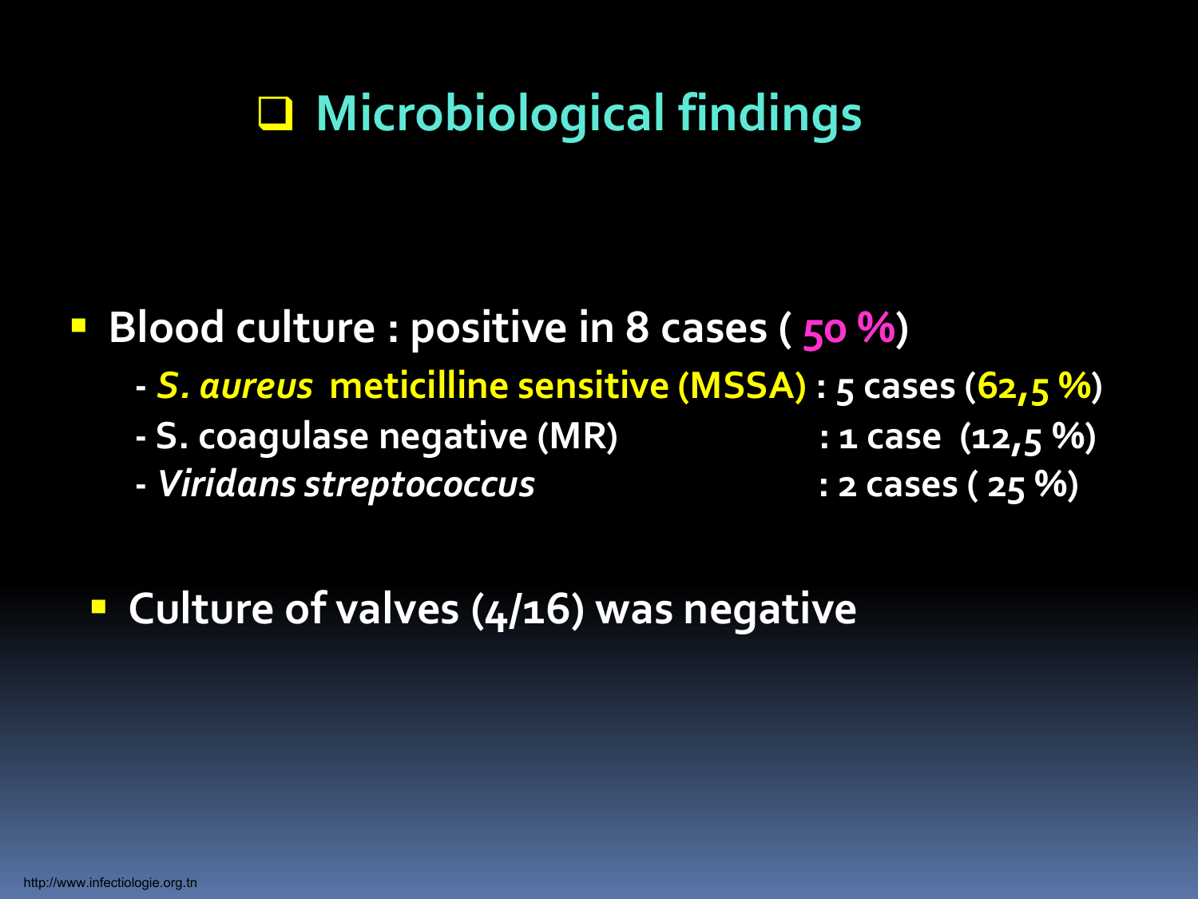## Microbiological findings

- **Blood culture : positive in 8 cases ( 50 %)**
  - ***S. aureus* meticilline sensitive (MSSA) : 5 cases (62,5 %)**
  - **S. coagulase negative (MR) : 1 case (12,5 %)**
  - ***Viridans streptococcus* : 2 cases ( 25 %)**

- **Culture of valves (4/16) was negative**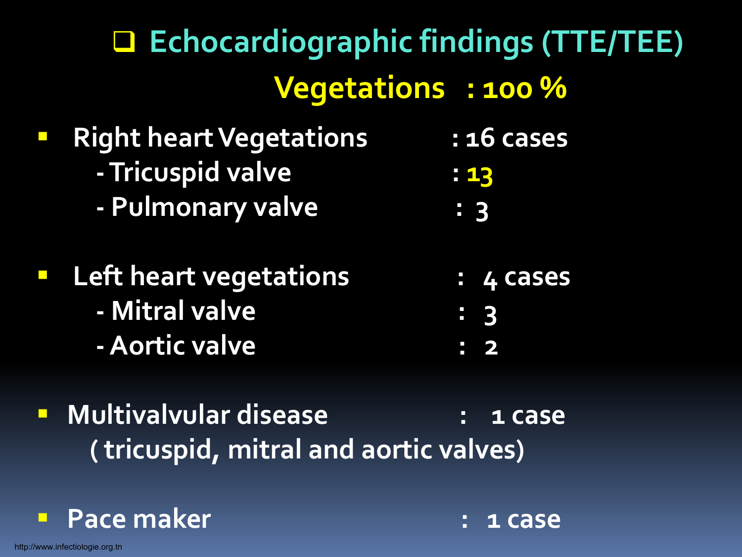## Echocardiographic findings (TTE/TEE)

**Vegetations : 100 %**

- Right heart Vegetations : 16 cases
  - Tricuspid valve : 13
  - Pulmonary valve : 3
- Left heart vegetations : 4 cases
  - Mitral valve : 3
  - Aortic valve : 2
- Multivalvular disease : 1 case
  ( tricuspid, mitral and aortic valves)
- Pace maker : 1 case

http://www.infectiologie.org.tn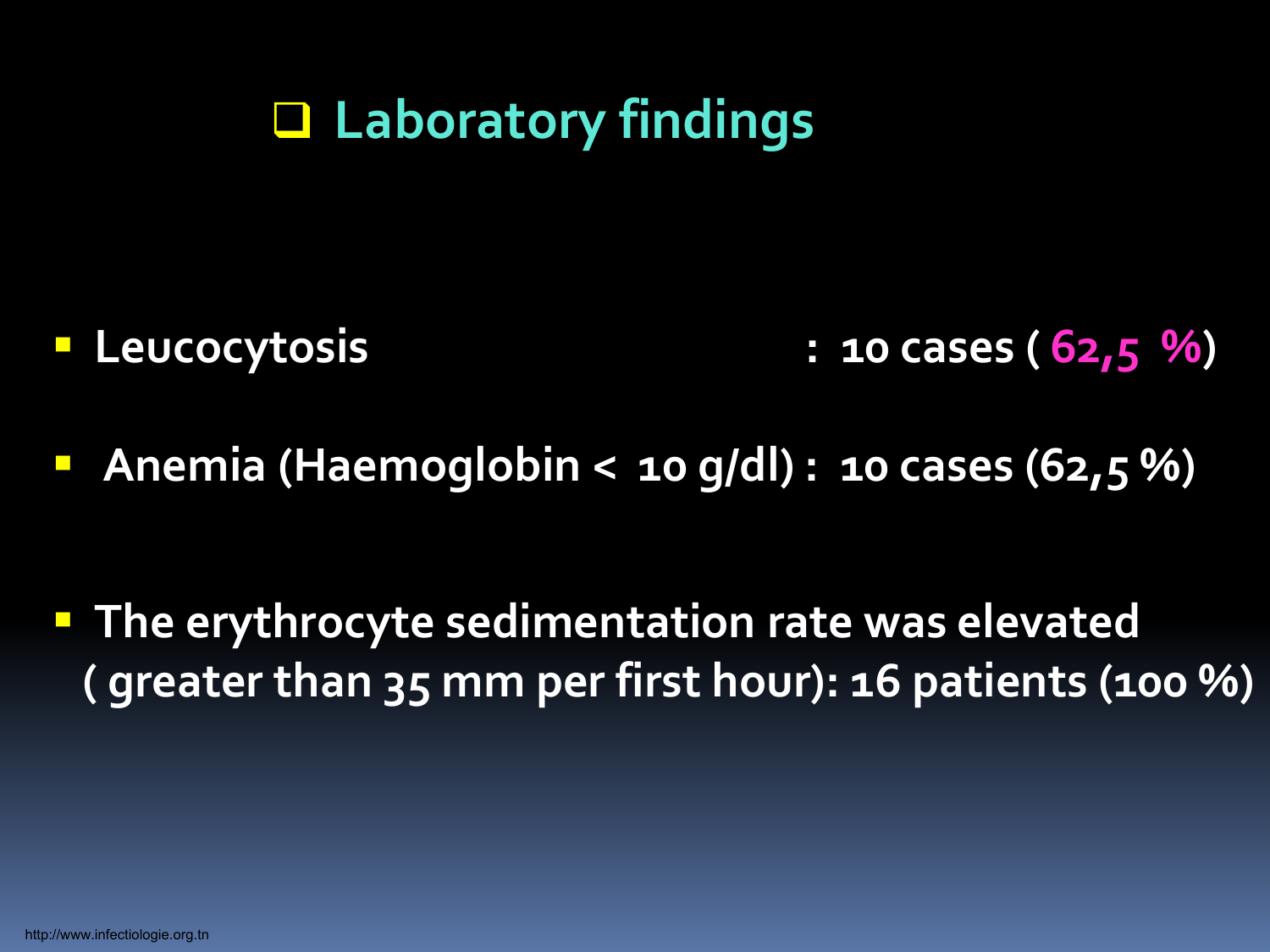## Laboratory findings

- Leucocytosis : 10 cases ( 62,5 %)
- Anemia (Haemoglobin < 10 g/dl) : 10 cases (62,5 %)
- The erythrocyte sedimentation rate was elevated ( greater than 35 mm per first hour): 16 patients (100 %)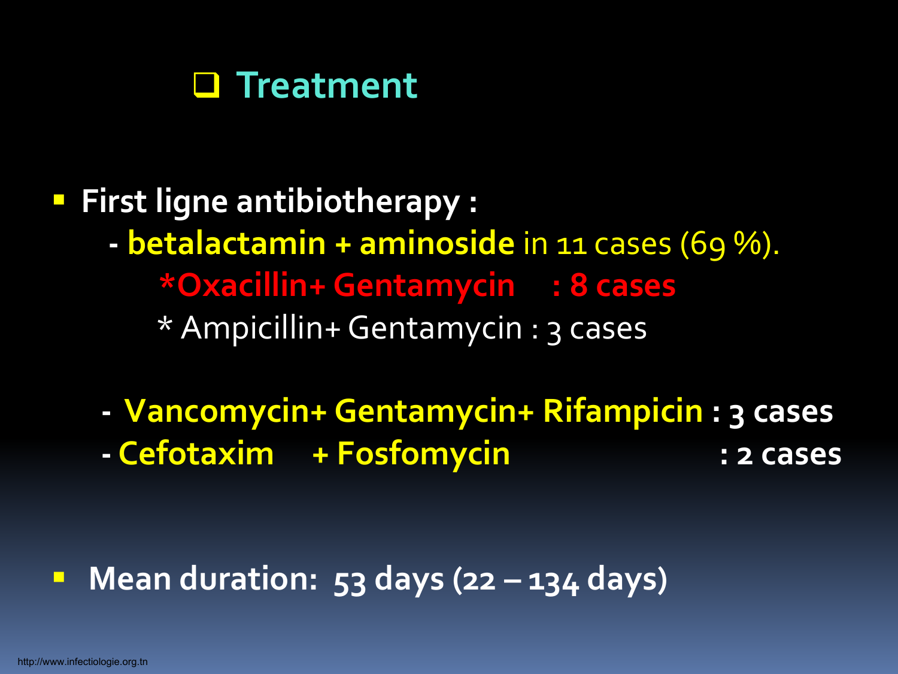## ❑ Treatment

- **First ligne antibiotherapy :**
  - **betalactamin + aminoside** in 11 cases (69 %).
    - ***Oxacillin+ Gentamycin : 8 cases**
    - * Ampicillin+ Gentamycin : 3 cases
  - **Vancomycin+ Gentamycin+ Rifampicin : 3 cases**
  - **Cefotaxim + Fosfomycin : 2 cases**

- **Mean duration: 53 days (22 – 134 days)**

http://www.infectiologie.org.tn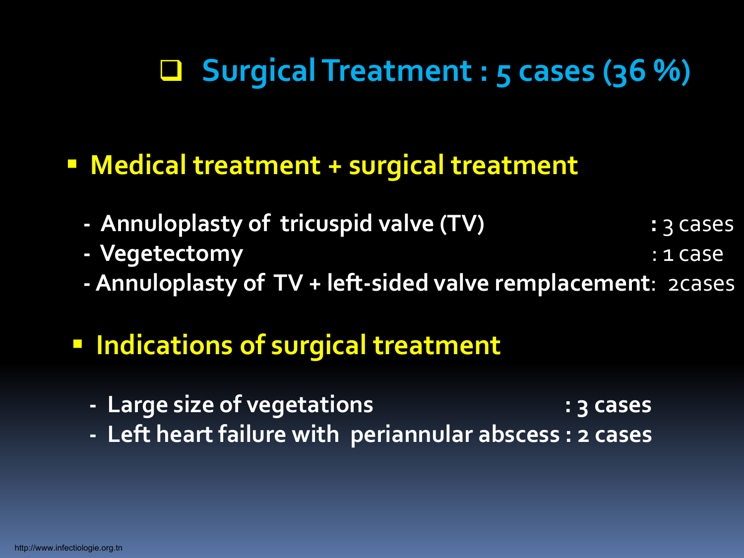# Surgical Treatment : 5 cases (36 %)

- **Medical treatment + surgical treatment**
  - Annuloplasty of tricuspid valve (TV) : 3 cases
  - Vegetectomy : 1 case
  - Annuloplasty of TV + left-sided valve remplacement: 2cases

- **Indications of surgical treatment**
  - Large size of vegetations : 3 cases
  - Left heart failure with periannular abscess : 2 cases

http://www.infectiologie.org.tn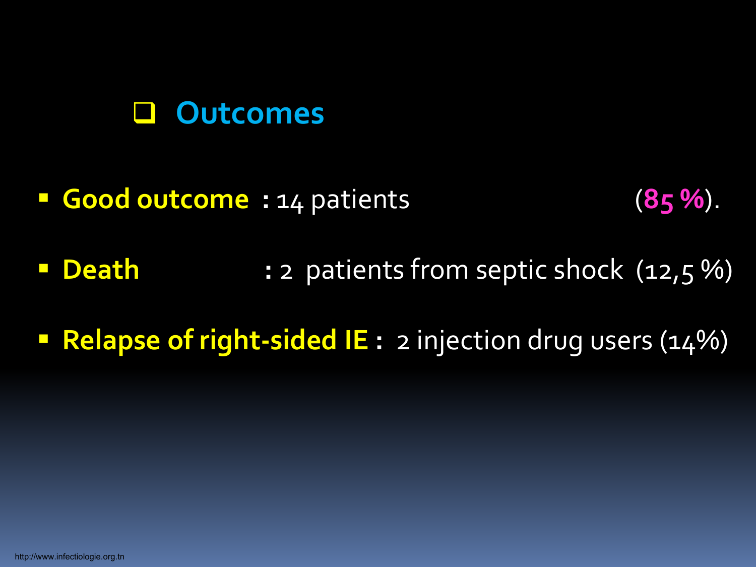## Outcomes

- **Good outcome** : 14 patients (**85 %**).
- **Death** : 2 patients from septic shock (12,5 %)
- **Relapse of right-sided IE** : 2 injection drug users (14%)

http://www.infectiologie.org.tn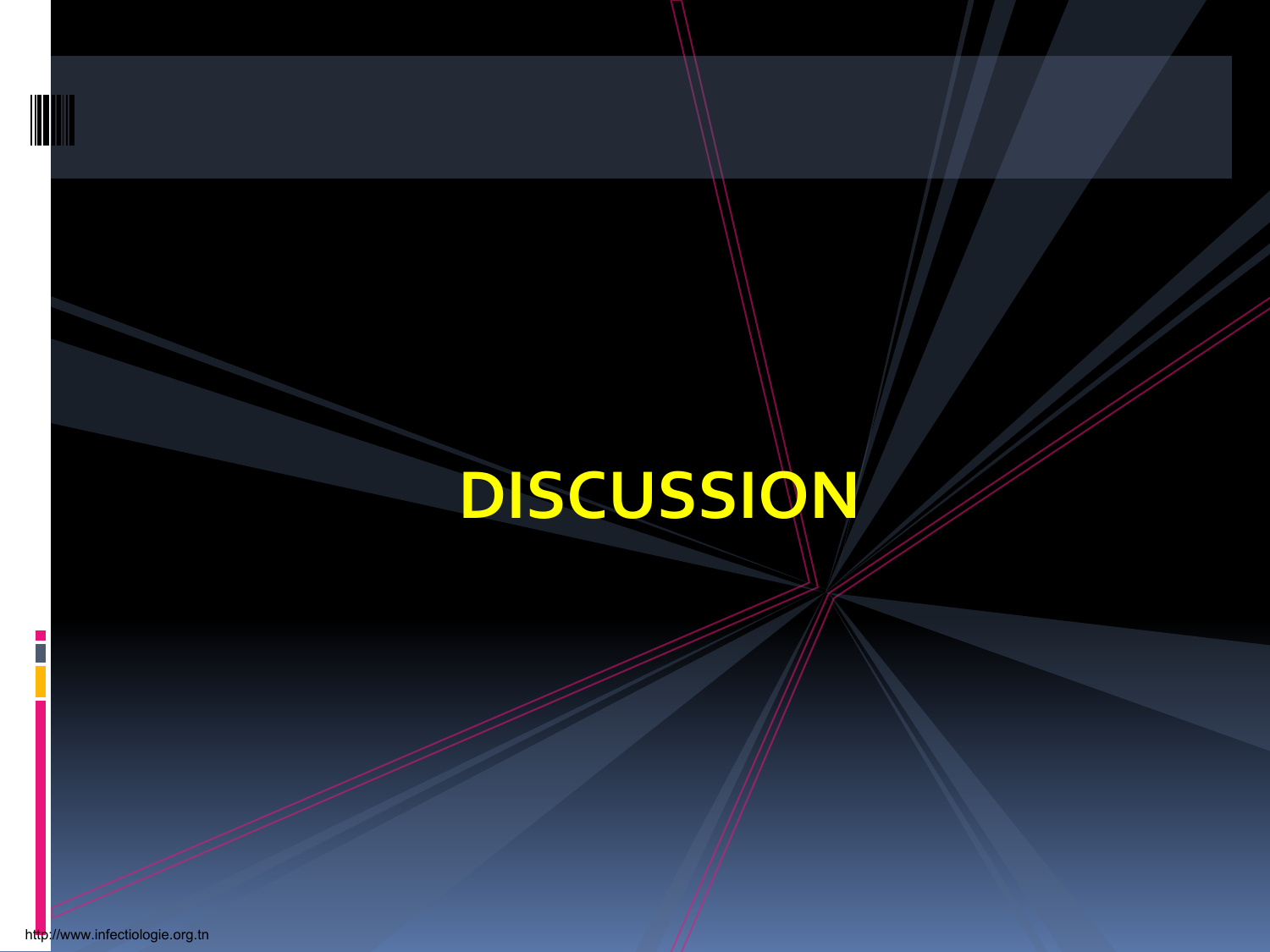# DISCUSSION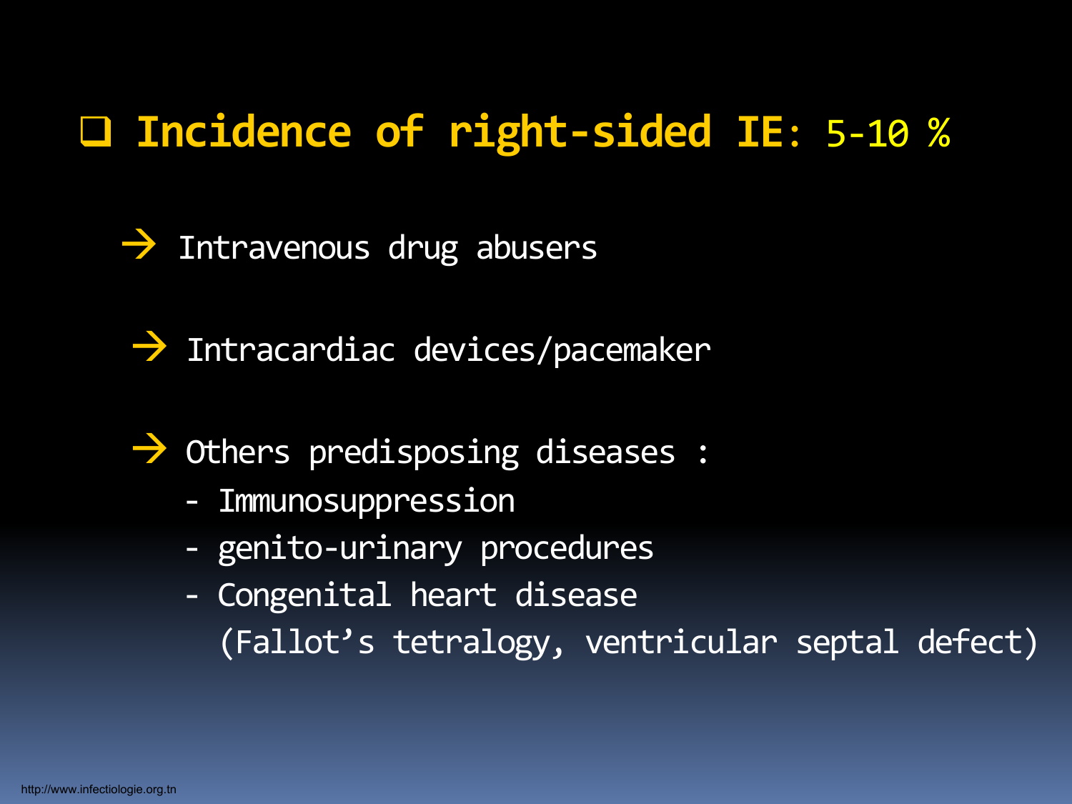## Incidence of right-sided IE: 5-10 %

- → Intravenous drug abusers
- → Intracardiac devices/pacemaker
- → Others predisposing diseases :
  - Immunosuppression
  - genito-urinary procedures
  - Congenital heart disease (Fallot’s tetralogy, ventricular septal defect)

http://www.infectiologie.org.tn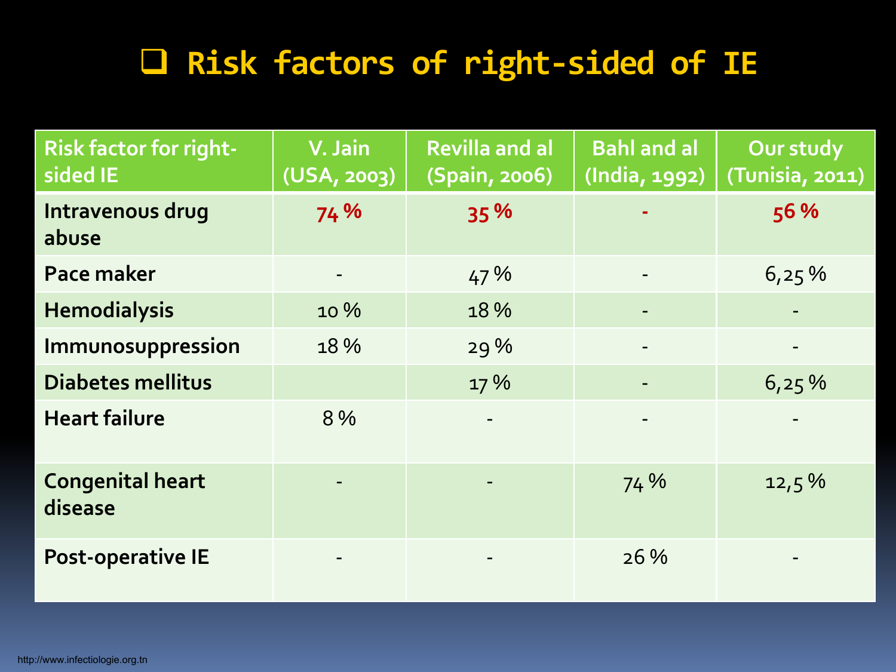# Risk factors of right-sided of IE

| Risk factor for right-sided IE | V. Jain (USA, 2003) | Revilla and al (Spain, 2006) | Bahl and al (India, 1992) | Our study (Tunisia, 2011) |
|---|---|---|---|---|
| Intravenous drug abuse | 74 % | 35 % | - | 56 % |
| Pace maker | - | 47 % | - | 6,25 % |
| Hemodialysis | 10 % | 18 % | - | - |
| Immunosuppression | 18 % | 29 % | - | - |
| Diabetes mellitus | | 17 % | - | 6,25 % |
| Heart failure | 8 % | - | - | - |
| Congenital heart disease | - | - | 74 % | 12,5 % |
| Post-operative IE | - | - | 26 % | - |

http://www.infectiologie.org.tn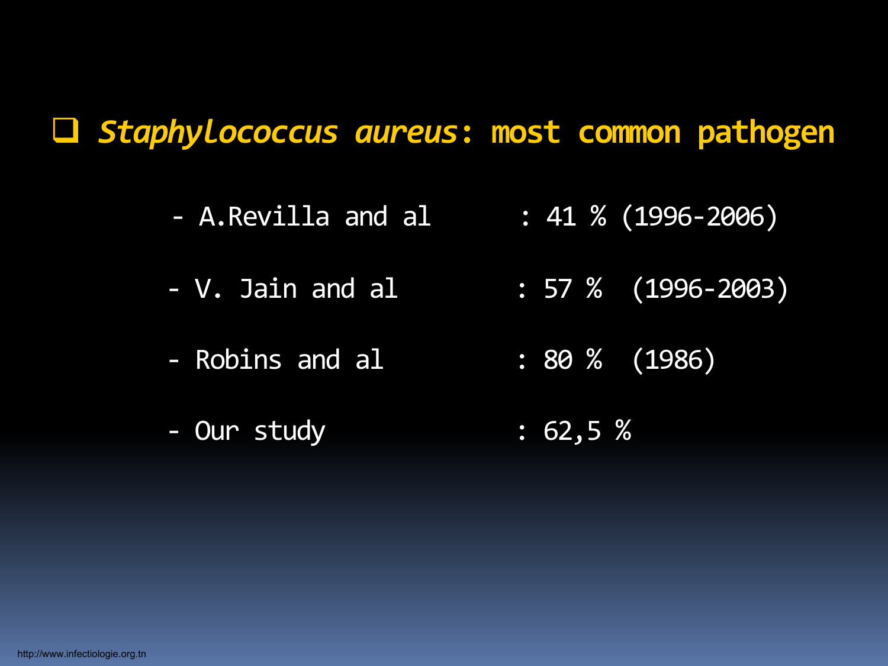- *Staphylococcus aureus*: most common pathogen

  - A.Revilla and al : 41 % (1996-2006)
  - V. Jain and al : 57 % (1996-2003)
  - Robins and al : 80 % (1986)
  - Our study : 62,5 %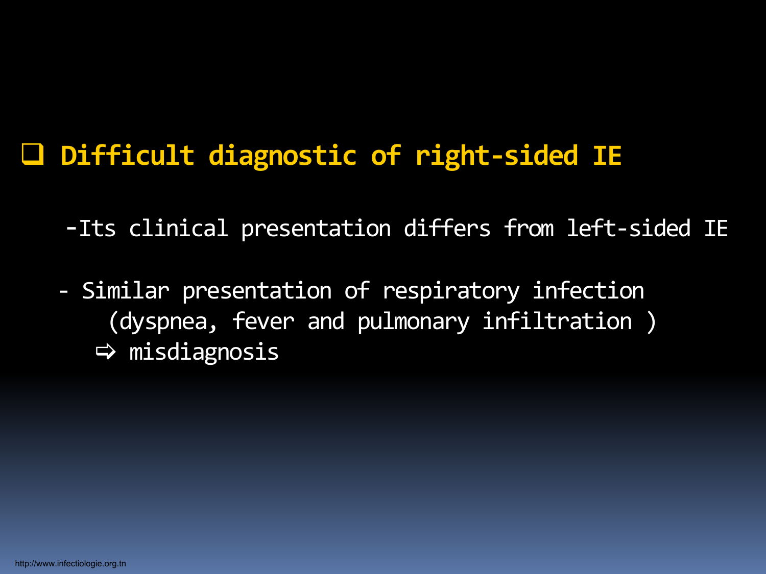## Difficult diagnostic of right-sided IE

-Its clinical presentation differs from left-sided IE

- Similar presentation of respiratory infection (dyspnea, fever and pulmonary infiltration )
  ⇨ misdiagnosis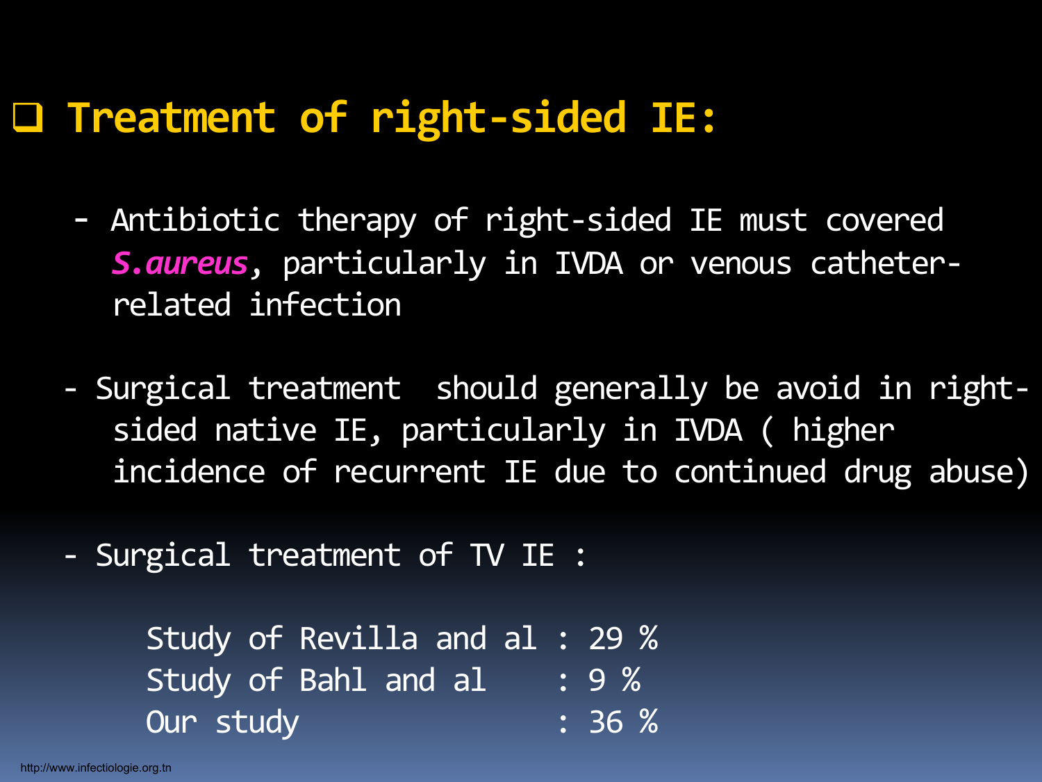## Treatment of right-sided IE:

- Antibiotic therapy of right-sided IE must covered ***S.aureus***, particularly in IVDA or venous catheter-related infection

- Surgical treatment should generally be avoid in right-sided native IE, particularly in IVDA ( higher incidence of recurrent IE due to continued drug abuse)

- Surgical treatment of TV IE :

| | | |
|---|---|---|
| Study of Revilla and al | : | 29 % |
| Study of Bahl and al | : | 9 % |
| Our study | : | 36 % |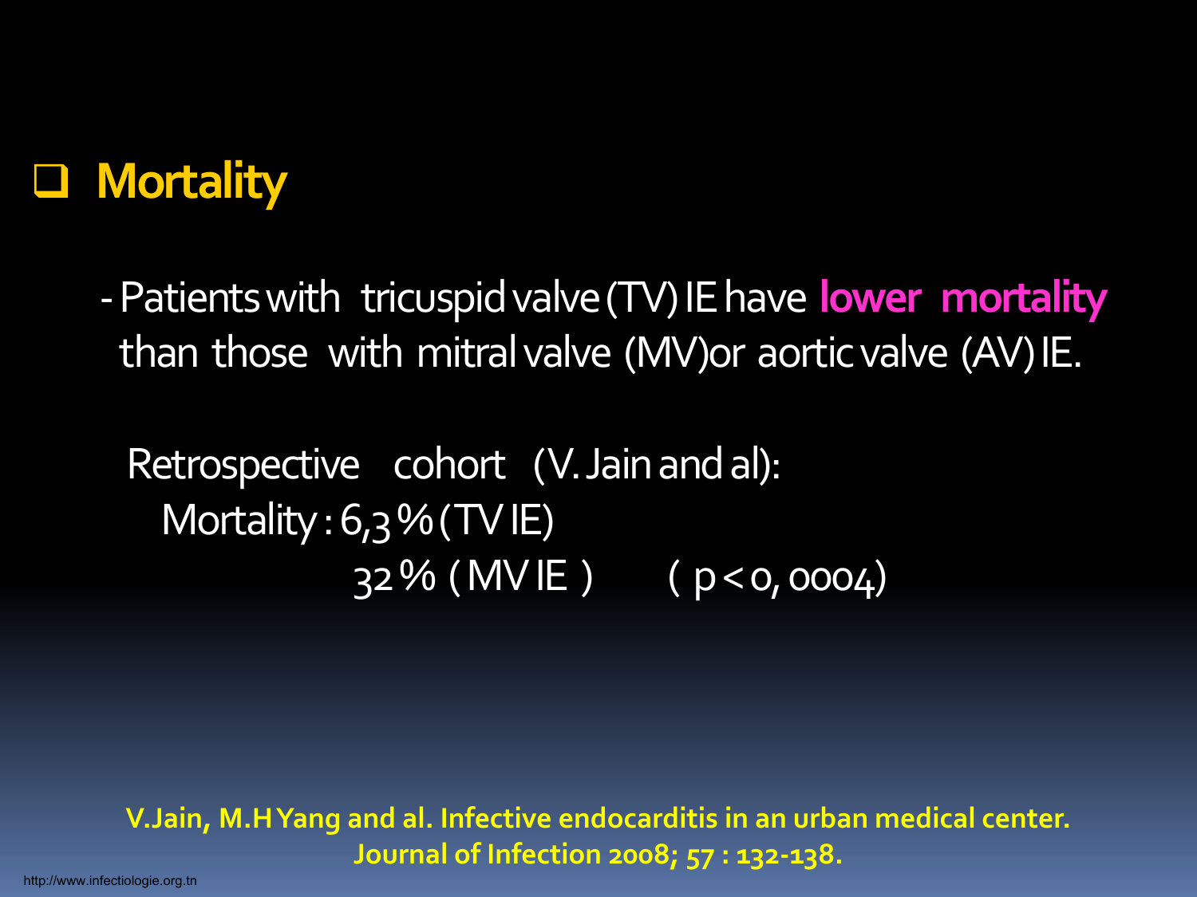## ❑ Mortality

- Patients with tricuspid valve (TV) IE have **lower mortality** than those with mitral valve (MV)or aortic valve (AV) IE.

Retrospective cohort (V. Jain and al):

Mortality : 6,3 % ( TV IE)

32 % ( MV IE ) ( $p < 0,0004$)

**V.Jain, M.H Yang and al. Infective endocarditis in an urban medical center. Journal of Infection 2008; 57 : 132-138.**

http://www.infectiologie.org.tn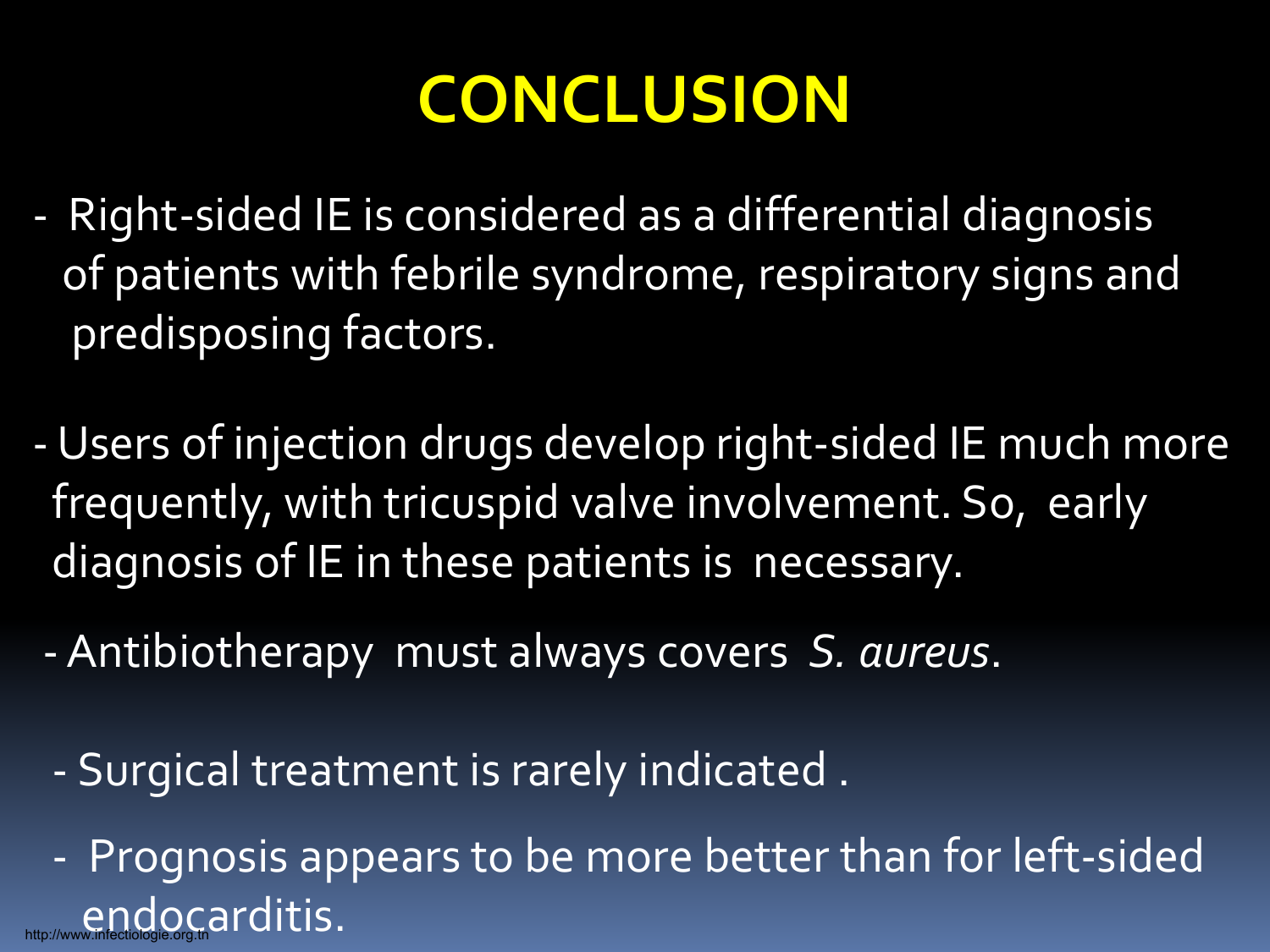# CONCLUSION

- Right-sided IE is considered as a differential diagnosis of patients with febrile syndrome, respiratory signs and predisposing factors.

- Users of injection drugs develop right-sided IE much more frequently, with tricuspid valve involvement. So, early diagnosis of IE in these patients is necessary.

- Antibiotherapy must always covers *S. aureus*.

- Surgical treatment is rarely indicated .

- Prognosis appears to be more better than for left-sided endocarditis.

http://www.infectiologie.org.tn